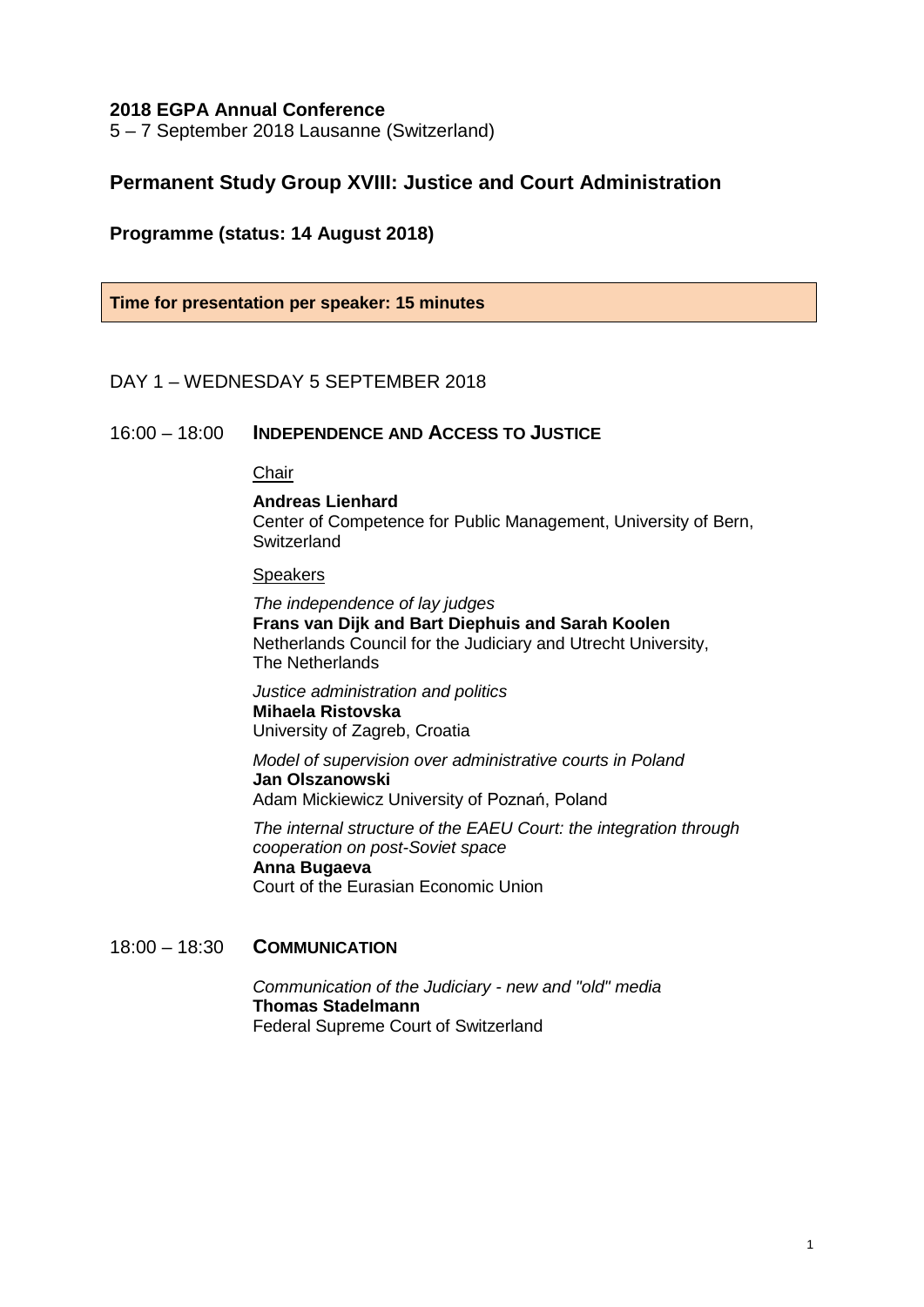**2018 EGPA Annual Conference**

5 – 7 September 2018 Lausanne (Switzerland)

## Permanent Study Group XVIII: Justice and Court Administration

### Programme (status: 14 August 2018)

**Time for presentation per speaker: 15 minutes**

DAY 1 – WEDNESDAY 5 SEPTEMBER 2018

16:00 – 18:00 **INDEPENDENCE AND ACCESS TO JUSTICE**

Chair

**Andreas Lienhard**
Center of Competence for Public Management, University of Bern, Switzerland

Speakers

*The independence of lay judges*
**Frans van Dijk and Bart Diephuis and Sarah Koolen**
Netherlands Council for the Judiciary and Utrecht University, The Netherlands

*Justice administration and politics*
**Mihaela Ristovska**
University of Zagreb, Croatia

*Model of supervision over administrative courts in Poland*
**Jan Olszanowski**
Adam Mickiewicz University of Poznań, Poland

*The internal structure of the EAEU Court: the integration through cooperation on post-Soviet space*
**Anna Bugaeva**
Court of the Eurasian Economic Union

18:00 – 18:30 **COMMUNICATION**

*Communication of the Judiciary - new and "old" media*
**Thomas Stadelmann**
Federal Supreme Court of Switzerland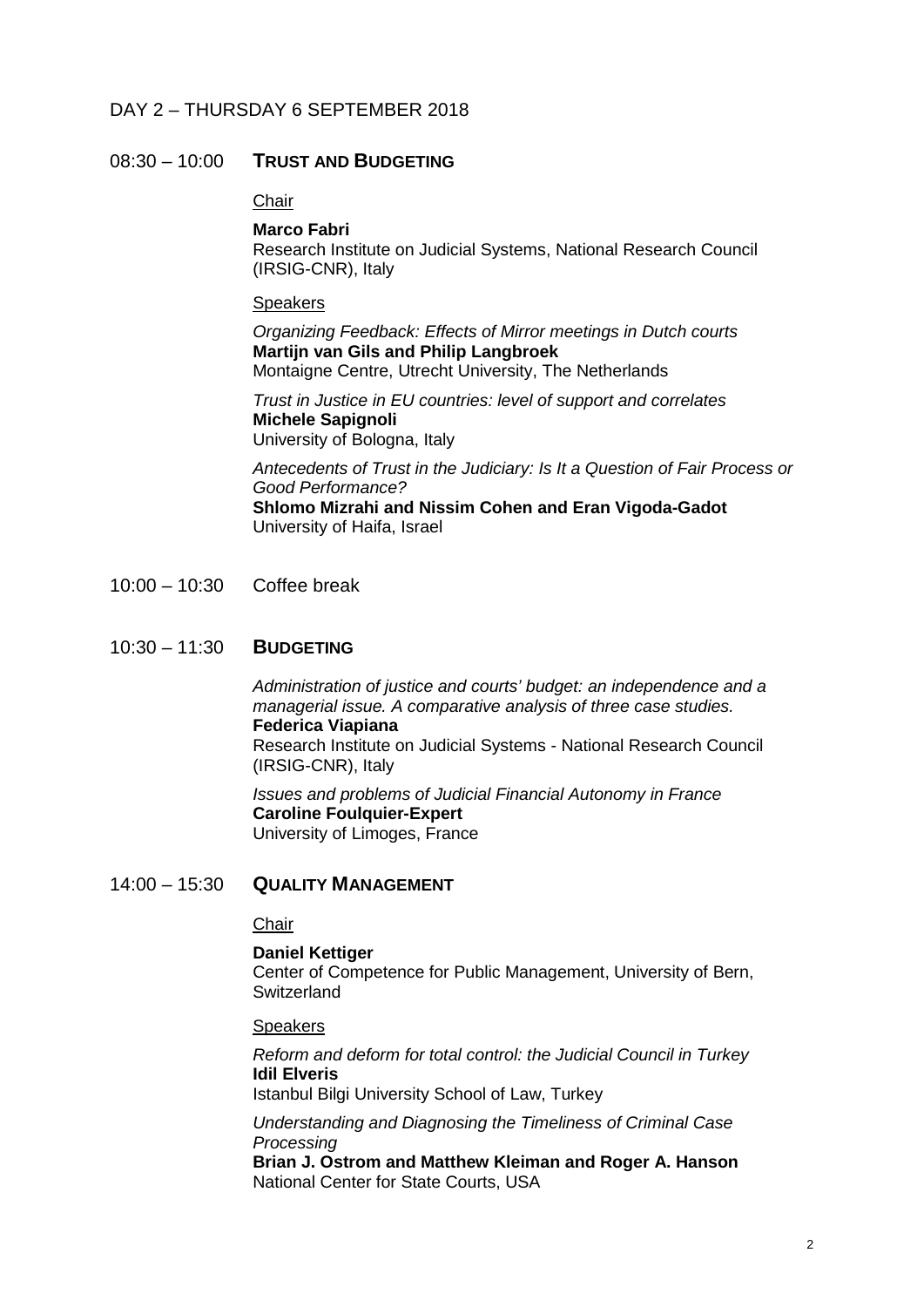## DAY 2 – THURSDAY 6 SEPTEMBER 2018

### 08:30 – 10:00 TRUST AND BUDGETING

Chair

**Marco Fabri**
Research Institute on Judicial Systems, National Research Council (IRSIG-CNR), Italy

Speakers

*Organizing Feedback: Effects of Mirror meetings in Dutch courts*
**Martijn van Gils and Philip Langbroek**
Montaigne Centre, Utrecht University, The Netherlands

*Trust in Justice in EU countries: level of support and correlates*
**Michele Sapignoli**
University of Bologna, Italy

*Antecedents of Trust in the Judiciary: Is It a Question of Fair Process or Good Performance?*
**Shlomo Mizrahi and Nissim Cohen and Eran Vigoda-Gadot**
University of Haifa, Israel

### 10:00 – 10:30 Coffee break

### 10:30 – 11:30 BUDGETING

*Administration of justice and courts' budget: an independence and a managerial issue. A comparative analysis of three case studies.*
**Federica Viapiana**
Research Institute on Judicial Systems - National Research Council (IRSIG-CNR), Italy

*Issues and problems of Judicial Financial Autonomy in France*
**Caroline Foulquier-Expert**
University of Limoges, France

### 14:00 – 15:30 QUALITY MANAGEMENT

Chair

**Daniel Kettiger**
Center of Competence for Public Management, University of Bern, Switzerland

Speakers

*Reform and deform for total control: the Judicial Council in Turkey*
**Idil Elveris**
Istanbul Bilgi University School of Law, Turkey

*Understanding and Diagnosing the Timeliness of Criminal Case Processing*
**Brian J. Ostrom and Matthew Kleiman and Roger A. Hanson**
National Center for State Courts, USA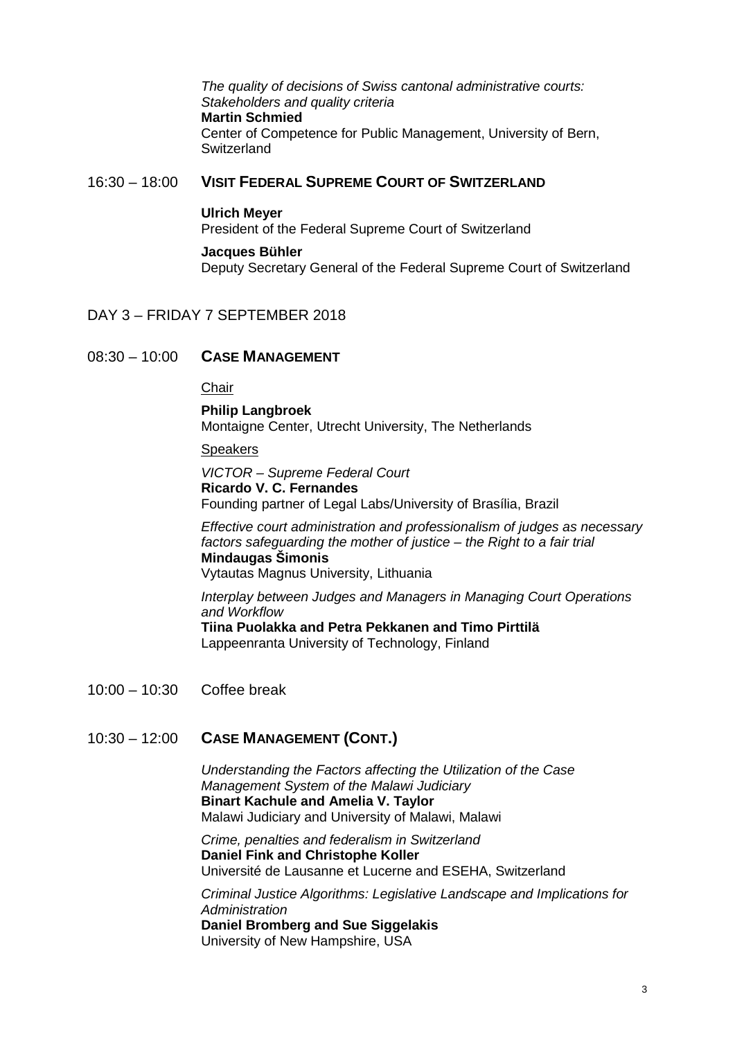*The quality of decisions of Swiss cantonal administrative courts: Stakeholders and quality criteria*
**Martin Schmied**
Center of Competence for Public Management, University of Bern, Switzerland

16:30 – 18:00 **VISIT FEDERAL SUPREME COURT OF SWITZERLAND**

**Ulrich Meyer**
President of the Federal Supreme Court of Switzerland

**Jacques Bühler**
Deputy Secretary General of the Federal Supreme Court of Switzerland

## DAY 3 – FRIDAY 7 SEPTEMBER 2018

08:30 – 10:00 **CASE MANAGEMENT**

Chair

**Philip Langbroek**
Montaigne Center, Utrecht University, The Netherlands

Speakers

*VICTOR – Supreme Federal Court*
**Ricardo V. C. Fernandes**
Founding partner of Legal Labs/University of Brasília, Brazil

*Effective court administration and professionalism of judges as necessary factors safeguarding the mother of justice – the Right to a fair trial*
**Mindaugas Šimonis**
Vytautas Magnus University, Lithuania

*Interplay between Judges and Managers in Managing Court Operations and Workflow*
**Tiina Puolakka and Petra Pekkanen and Timo Pirttilä**
Lappeenranta University of Technology, Finland

10:00 – 10:30 Coffee break

10:30 – 12:00 **CASE MANAGEMENT (CONT.)**

*Understanding the Factors affecting the Utilization of the Case Management System of the Malawi Judiciary*
**Binart Kachule and Amelia V. Taylor**
Malawi Judiciary and University of Malawi, Malawi

*Crime, penalties and federalism in Switzerland*
**Daniel Fink and Christophe Koller**
Université de Lausanne et Lucerne and ESEHA, Switzerland

*Criminal Justice Algorithms: Legislative Landscape and Implications for Administration*
**Daniel Bromberg and Sue Siggelakis**
University of New Hampshire, USA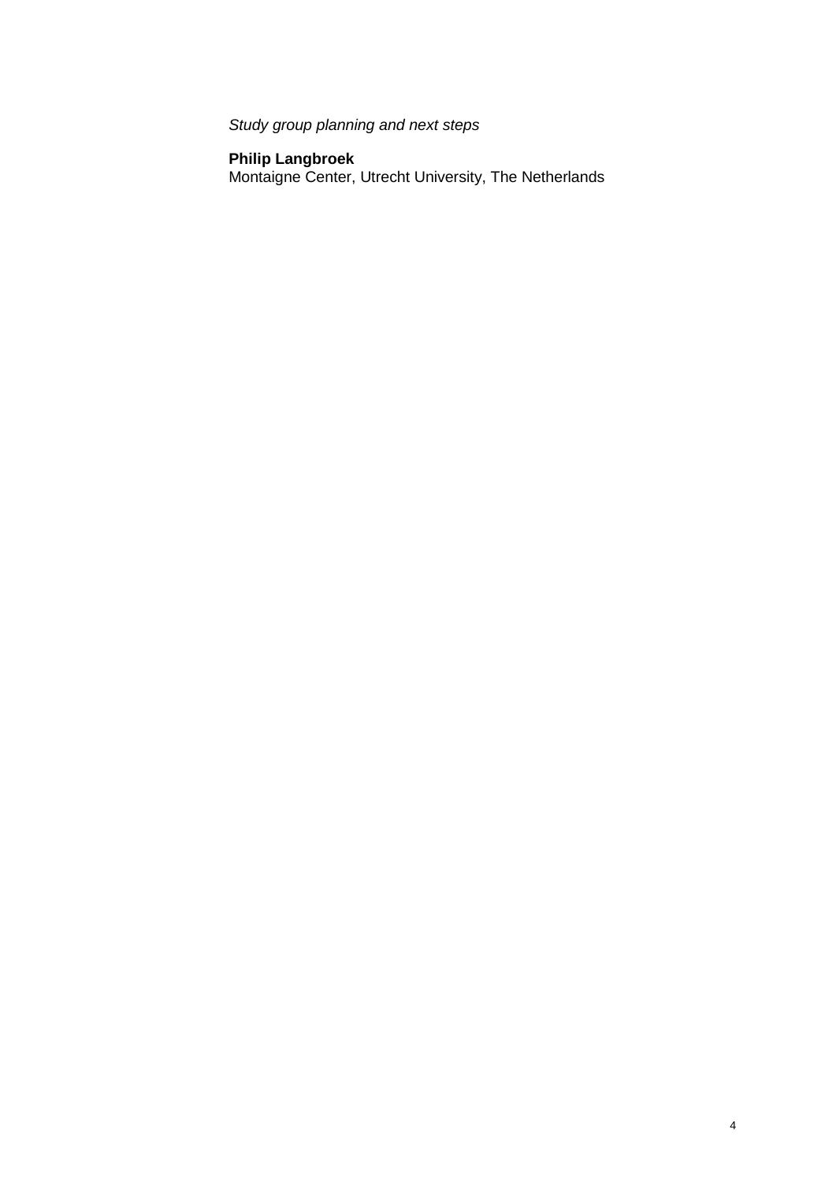*Study group planning and next steps*

**Philip Langbroek**
Montaigne Center, Utrecht University, The Netherlands